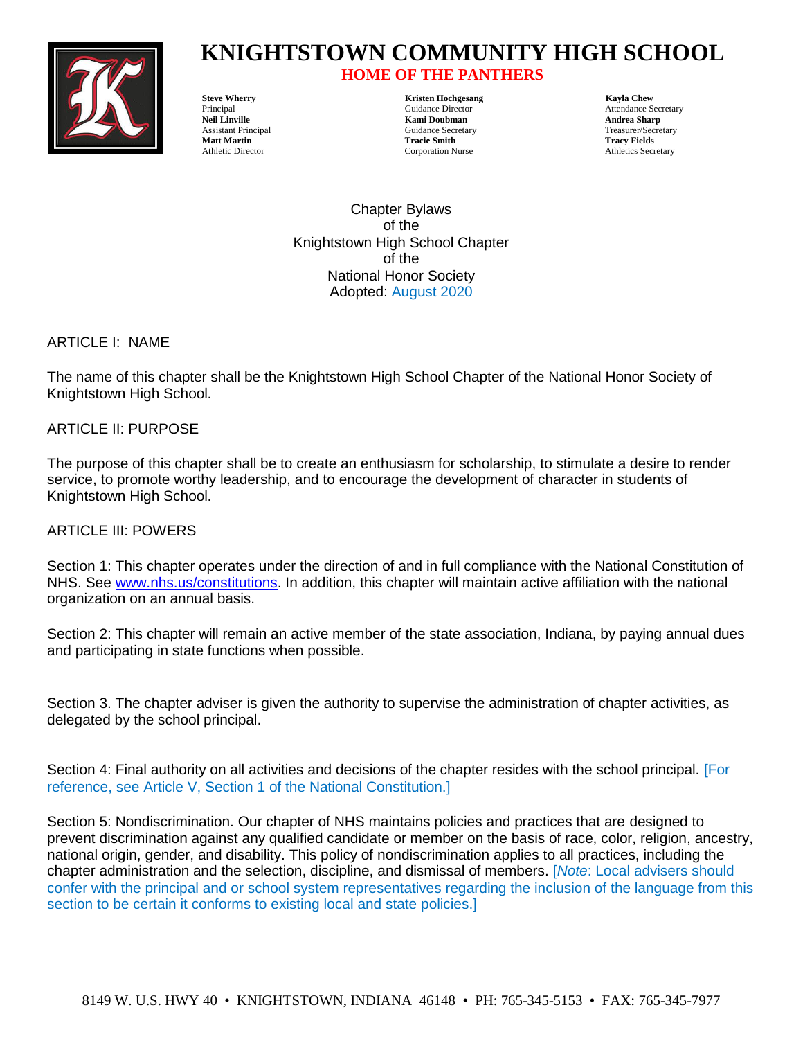# KNIGHTSTOWN COMMUNITY HIGH SCHOOL

## HOME OF THE PANTHERS

| | | |
|---|---|---|
| **Steve Wherry**<br>Principal | **Kristen Hochgesang**<br>Guidance Director | **Kayla Chew**<br>Attendance Secretary |
| **Neil Linville**<br>Assistant Principal | **Kami Doubman**<br>Guidance Secretary | **Andrea Sharp**<br>Treasurer/Secretary |
| **Matt Martin**<br>Athletic Director | **Tracie Smith**<br>Corporation Nurse | **Tracy Fields**<br>Athletics Secretary |

Chapter Bylaws
of the
Knightstown High School Chapter
of the
National Honor Society
Adopted: August 2020

ARTICLE I: NAME

The name of this chapter shall be the Knightstown High School Chapter of the National Honor Society of Knightstown High School.

ARTICLE II: PURPOSE

The purpose of this chapter shall be to create an enthusiasm for scholarship, to stimulate a desire to render service, to promote worthy leadership, and to encourage the development of character in students of Knightstown High School.

ARTICLE III: POWERS

Section 1: This chapter operates under the direction of and in full compliance with the National Constitution of NHS. See www.nhs.us/constitutions. In addition, this chapter will maintain active affiliation with the national organization on an annual basis.

Section 2: This chapter will remain an active member of the state association, Indiana, by paying annual dues and participating in state functions when possible.

Section 3. The chapter adviser is given the authority to supervise the administration of chapter activities, as delegated by the school principal.

Section 4: Final authority on all activities and decisions of the chapter resides with the school principal. [For reference, see Article V, Section 1 of the National Constitution.]

Section 5: Nondiscrimination. Our chapter of NHS maintains policies and practices that are designed to prevent discrimination against any qualified candidate or member on the basis of race, color, religion, ancestry, national origin, gender, and disability. This policy of nondiscrimination applies to all practices, including the chapter administration and the selection, discipline, and dismissal of members. [*Note*: Local advisers should confer with the principal and or school system representatives regarding the inclusion of the language from this section to be certain it conforms to existing local and state policies.]

8149 W. U.S. HWY 40 • KNIGHTSTOWN, INDIANA 46148 • PH: 765-345-5153 • FAX: 765-345-7977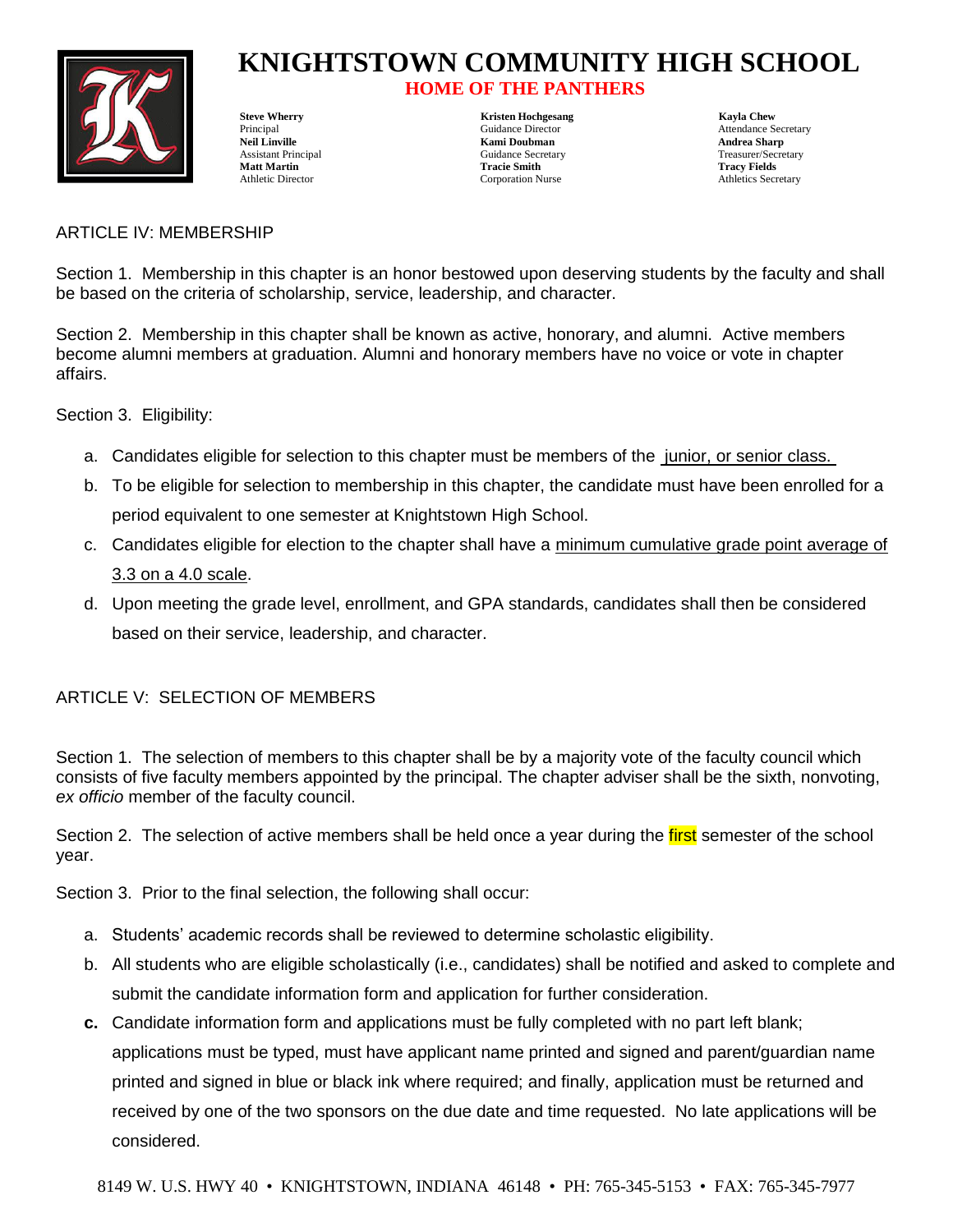ARTICLE IV: MEMBERSHIP

Section 1. Membership in this chapter is an honor bestowed upon deserving students by the faculty and shall be based on the criteria of scholarship, service, leadership, and character.

Section 2. Membership in this chapter shall be known as active, honorary, and alumni. Active members become alumni members at graduation. Alumni and honorary members have no voice or vote in chapter affairs.

Section 3. Eligibility:

a. Candidates eligible for selection to this chapter must be members of the junior, or senior class.
b. To be eligible for selection to membership in this chapter, the candidate must have been enrolled for a period equivalent to one semester at Knightstown High School.
c. Candidates eligible for election to the chapter shall have a minimum cumulative grade point average of 3.3 on a 4.0 scale.
d. Upon meeting the grade level, enrollment, and GPA standards, candidates shall then be considered based on their service, leadership, and character.

ARTICLE V: SELECTION OF MEMBERS

Section 1. The selection of members to this chapter shall be by a majority vote of the faculty council which consists of five faculty members appointed by the principal. The chapter adviser shall be the sixth, nonvoting, *ex officio* member of the faculty council.

Section 2. The selection of active members shall be held once a year during the first semester of the school year.

Section 3. Prior to the final selection, the following shall occur:

a. Students' academic records shall be reviewed to determine scholastic eligibility.
b. All students who are eligible scholastically (i.e., candidates) shall be notified and asked to complete and submit the candidate information form and application for further consideration.
c. Candidate information form and applications must be fully completed with no part left blank; applications must be typed, must have applicant name printed and signed and parent/guardian name printed and signed in blue or black ink where required; and finally, application must be returned and received by one of the two sponsors on the due date and time requested. No late applications will be considered.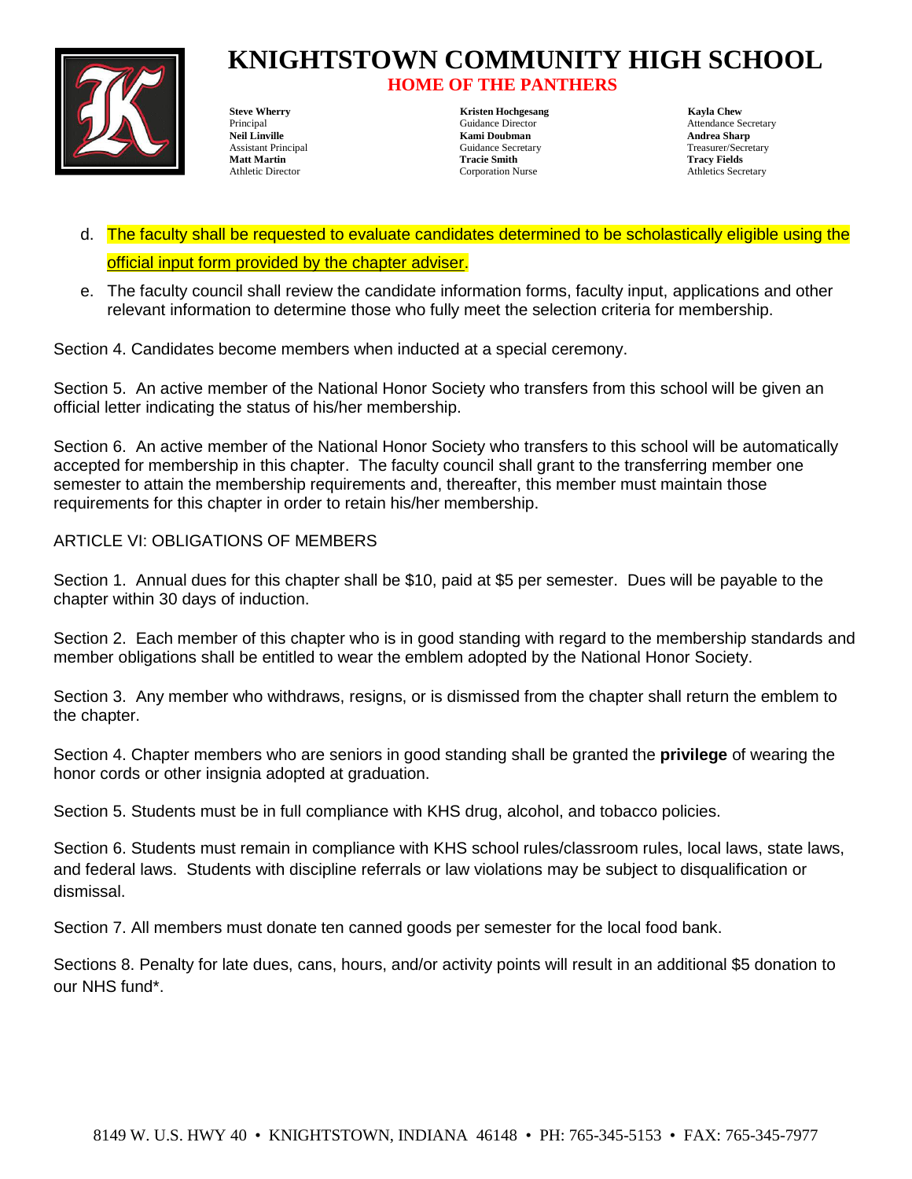d. The faculty shall be requested to evaluate candidates determined to be scholastically eligible using the official input form provided by the chapter adviser.

e. The faculty council shall review the candidate information forms, faculty input, applications and other relevant information to determine those who fully meet the selection criteria for membership.

Section 4. Candidates become members when inducted at a special ceremony.

Section 5. An active member of the National Honor Society who transfers from this school will be given an official letter indicating the status of his/her membership.

Section 6. An active member of the National Honor Society who transfers to this school will be automatically accepted for membership in this chapter. The faculty council shall grant to the transferring member one semester to attain the membership requirements and, thereafter, this member must maintain those requirements for this chapter in order to retain his/her membership.

ARTICLE VI: OBLIGATIONS OF MEMBERS

Section 1. Annual dues for this chapter shall be $10, paid at $5 per semester. Dues will be payable to the chapter within 30 days of induction.

Section 2. Each member of this chapter who is in good standing with regard to the membership standards and member obligations shall be entitled to wear the emblem adopted by the National Honor Society.

Section 3. Any member who withdraws, resigns, or is dismissed from the chapter shall return the emblem to the chapter.

Section 4. Chapter members who are seniors in good standing shall be granted the **privilege** of wearing the honor cords or other insignia adopted at graduation.

Section 5. Students must be in full compliance with KHS drug, alcohol, and tobacco policies.

Section 6. Students must remain in compliance with KHS school rules/classroom rules, local laws, state laws, and federal laws. Students with discipline referrals or law violations may be subject to disqualification or dismissal.

Section 7. All members must donate ten canned goods per semester for the local food bank.

Sections 8. Penalty for late dues, cans, hours, and/or activity points will result in an additional $5 donation to our NHS fund*.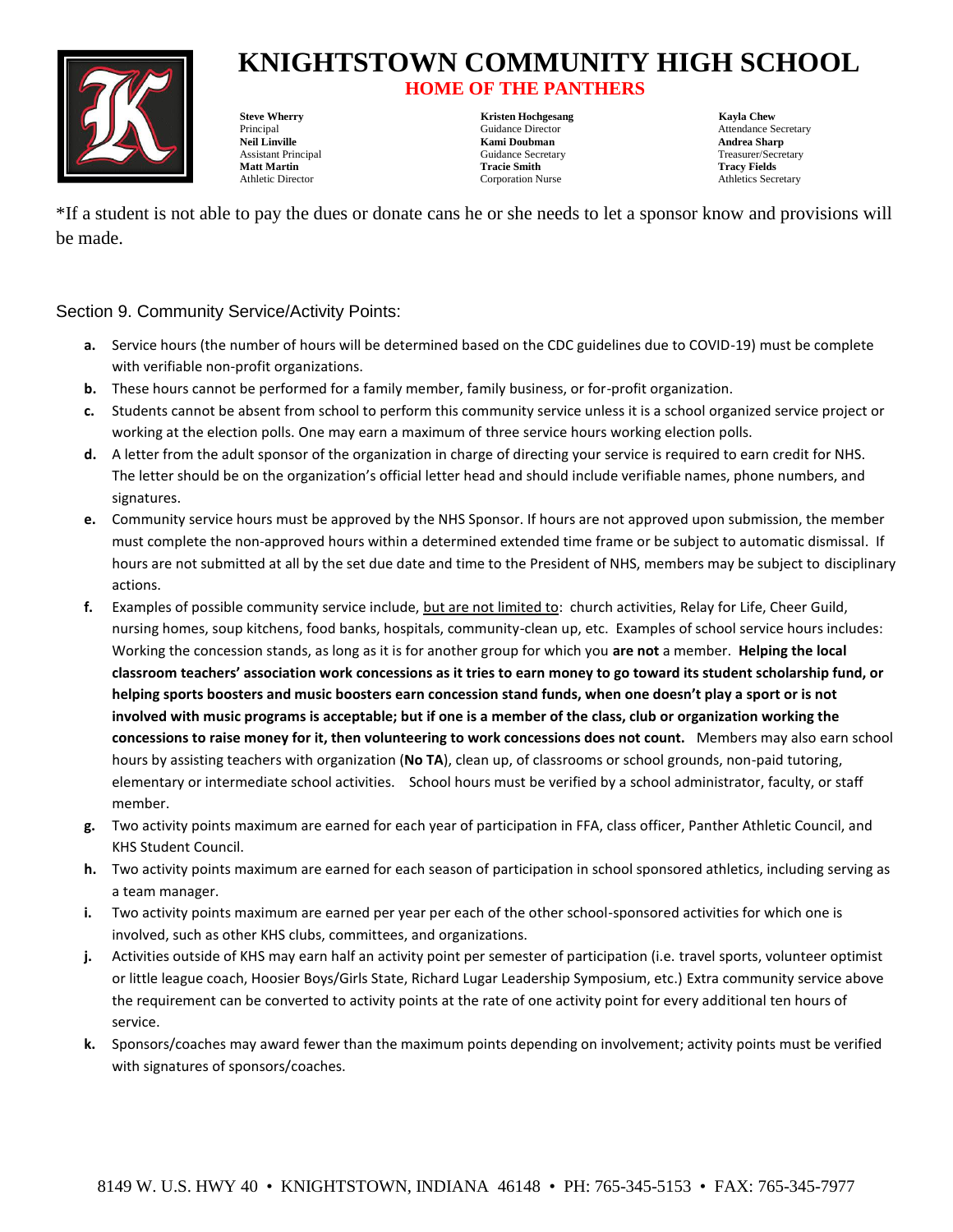*If a student is not able to pay the dues or donate cans he or she needs to let a sponsor know and provisions will be made.

Section 9. Community Service/Activity Points:

**a.** Service hours (the number of hours will be determined based on the CDC guidelines due to COVID-19) must be complete with verifiable non-profit organizations.

**b.** These hours cannot be performed for a family member, family business, or for-profit organization.

**c.** Students cannot be absent from school to perform this community service unless it is a school organized service project or working at the election polls. One may earn a maximum of three service hours working election polls.

**d.** A letter from the adult sponsor of the organization in charge of directing your service is required to earn credit for NHS. The letter should be on the organization's official letter head and should include verifiable names, phone numbers, and signatures.

**e.** Community service hours must be approved by the NHS Sponsor. If hours are not approved upon submission, the member must complete the non-approved hours within a determined extended time frame or be subject to automatic dismissal. If hours are not submitted at all by the set due date and time to the President of NHS, members may be subject to disciplinary actions.

**f.** Examples of possible community service include, <u>but are not limited to</u>: church activities, Relay for Life, Cheer Guild, nursing homes, soup kitchens, food banks, hospitals, community-clean up, etc. Examples of school service hours includes: Working the concession stands, as long as it is for another group for which you **are not** a member. **Helping the local classroom teachers' association work concessions as it tries to earn money to go toward its student scholarship fund, or helping sports boosters and music boosters earn concession stand funds, when one doesn't play a sport or is not involved with music programs is acceptable; but if one is a member of the class, club or organization working the concessions to raise money for it, then volunteering to work concessions does not count.** Members may also earn school hours by assisting teachers with organization (**No TA**), clean up, of classrooms or school grounds, non-paid tutoring, elementary or intermediate school activities. School hours must be verified by a school administrator, faculty, or staff member.

**g.** Two activity points maximum are earned for each year of participation in FFA, class officer, Panther Athletic Council, and KHS Student Council.

**h.** Two activity points maximum are earned for each season of participation in school sponsored athletics, including serving as a team manager.

**i.** Two activity points maximum are earned per year per each of the other school-sponsored activities for which one is involved, such as other KHS clubs, committees, and organizations.

**j.** Activities outside of KHS may earn half an activity point per semester of participation (i.e. travel sports, volunteer optimist or little league coach, Hoosier Boys/Girls State, Richard Lugar Leadership Symposium, etc.) Extra community service above the requirement can be converted to activity points at the rate of one activity point for every additional ten hours of service.

**k.** Sponsors/coaches may award fewer than the maximum points depending on involvement; activity points must be verified with signatures of sponsors/coaches.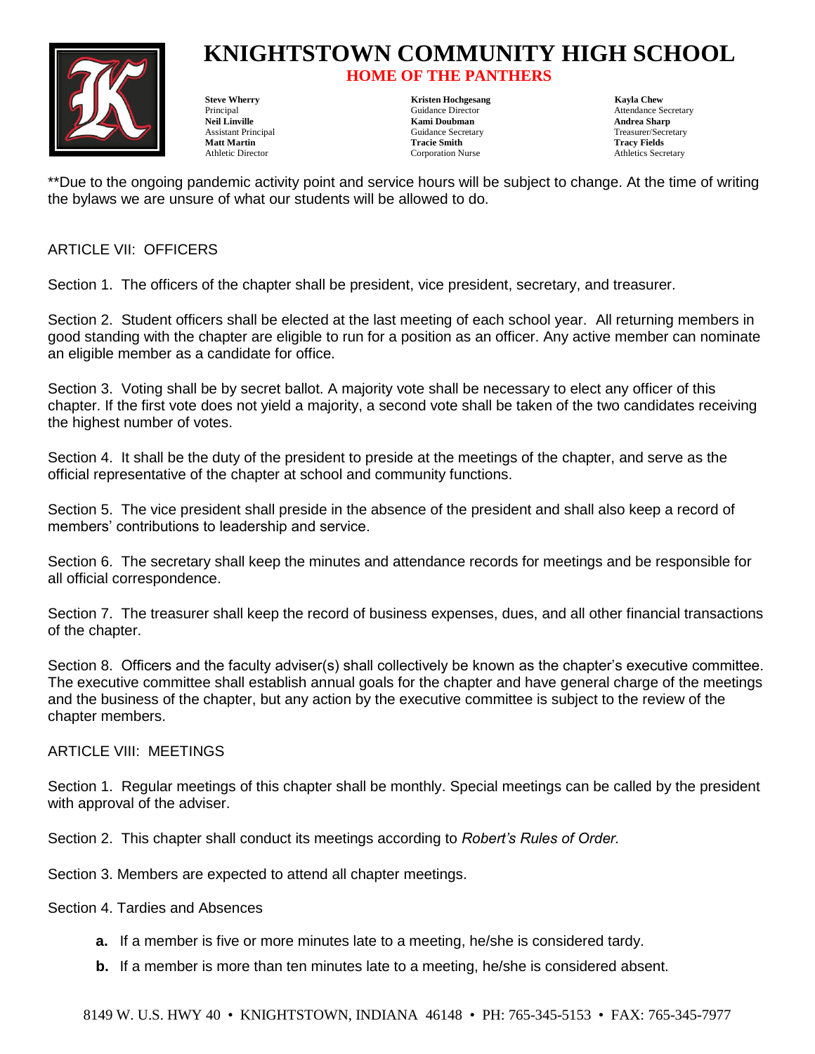**Due to the ongoing pandemic activity point and service hours will be subject to change. At the time of writing the bylaws we are unsure of what our students will be allowed to do.

## ARTICLE VII: OFFICERS

Section 1. The officers of the chapter shall be president, vice president, secretary, and treasurer.

Section 2. Student officers shall be elected at the last meeting of each school year. All returning members in good standing with the chapter are eligible to run for a position as an officer. Any active member can nominate an eligible member as a candidate for office.

Section 3. Voting shall be by secret ballot. A majority vote shall be necessary to elect any officer of this chapter. If the first vote does not yield a majority, a second vote shall be taken of the two candidates receiving the highest number of votes.

Section 4. It shall be the duty of the president to preside at the meetings of the chapter, and serve as the official representative of the chapter at school and community functions.

Section 5. The vice president shall preside in the absence of the president and shall also keep a record of members' contributions to leadership and service.

Section 6. The secretary shall keep the minutes and attendance records for meetings and be responsible for all official correspondence.

Section 7. The treasurer shall keep the record of business expenses, dues, and all other financial transactions of the chapter.

Section 8. Officers and the faculty adviser(s) shall collectively be known as the chapter's executive committee. The executive committee shall establish annual goals for the chapter and have general charge of the meetings and the business of the chapter, but any action by the executive committee is subject to the review of the chapter members.

## ARTICLE VIII: MEETINGS

Section 1. Regular meetings of this chapter shall be monthly. Special meetings can be called by the president with approval of the adviser.

Section 2. This chapter shall conduct its meetings according to *Robert's Rules of Order.*

Section 3. Members are expected to attend all chapter meetings.

Section 4. Tardies and Absences

- **a.** If a member is five or more minutes late to a meeting, he/she is considered tardy.
- **b.** If a member is more than ten minutes late to a meeting, he/she is considered absent.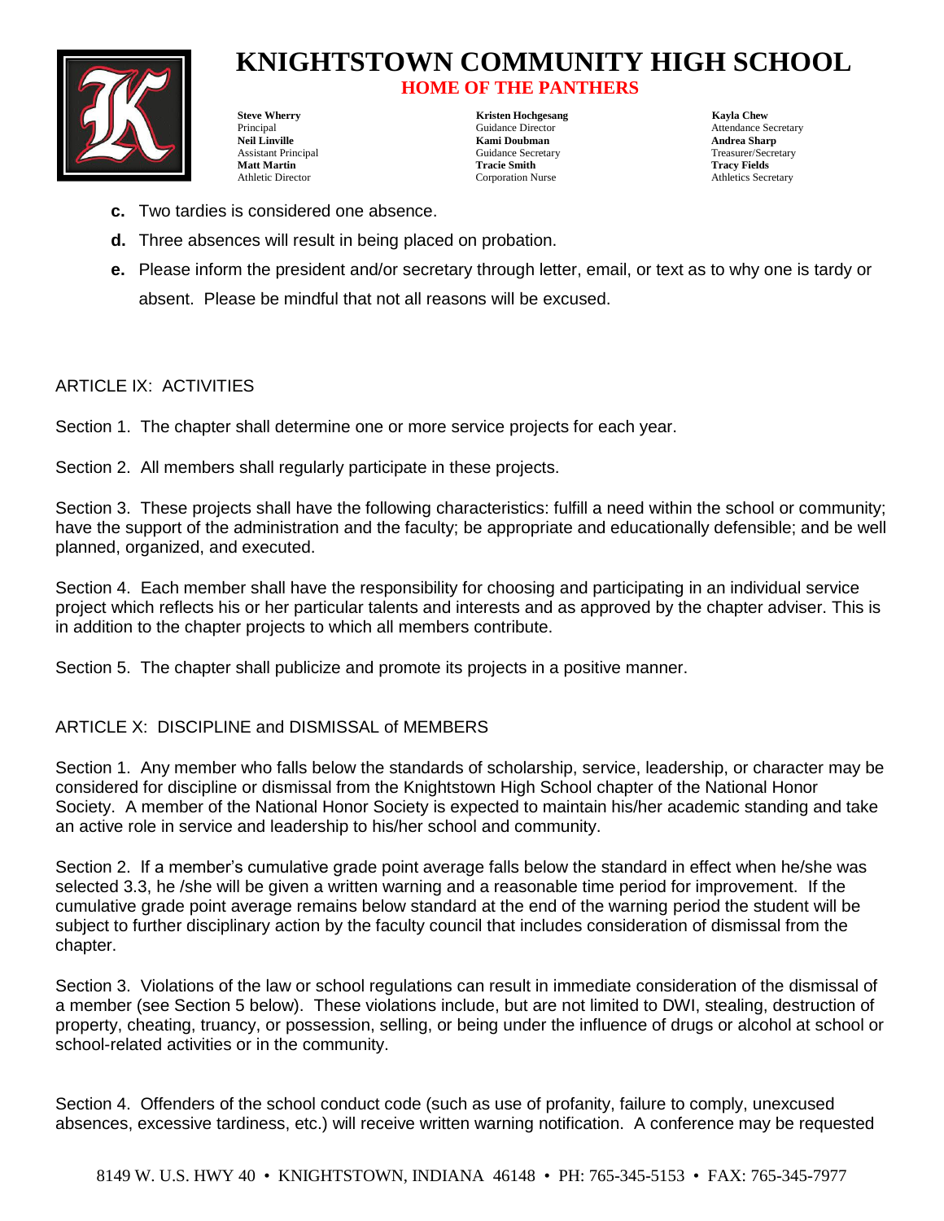c. Two tardies is considered one absence.

d. Three absences will result in being placed on probation.

e. Please inform the president and/or secretary through letter, email, or text as to why one is tardy or absent. Please be mindful that not all reasons will be excused.

ARTICLE IX: ACTIVITIES

Section 1. The chapter shall determine one or more service projects for each year.

Section 2. All members shall regularly participate in these projects.

Section 3. These projects shall have the following characteristics: fulfill a need within the school or community; have the support of the administration and the faculty; be appropriate and educationally defensible; and be well planned, organized, and executed.

Section 4. Each member shall have the responsibility for choosing and participating in an individual service project which reflects his or her particular talents and interests and as approved by the chapter adviser. This is in addition to the chapter projects to which all members contribute.

Section 5. The chapter shall publicize and promote its projects in a positive manner.

ARTICLE X: DISCIPLINE and DISMISSAL of MEMBERS

Section 1. Any member who falls below the standards of scholarship, service, leadership, or character may be considered for discipline or dismissal from the Knightstown High School chapter of the National Honor Society. A member of the National Honor Society is expected to maintain his/her academic standing and take an active role in service and leadership to his/her school and community.

Section 2. If a member's cumulative grade point average falls below the standard in effect when he/she was selected 3.3, he /she will be given a written warning and a reasonable time period for improvement. If the cumulative grade point average remains below standard at the end of the warning period the student will be subject to further disciplinary action by the faculty council that includes consideration of dismissal from the chapter.

Section 3. Violations of the law or school regulations can result in immediate consideration of the dismissal of a member (see Section 5 below). These violations include, but are not limited to DWI, stealing, destruction of property, cheating, truancy, or possession, selling, or being under the influence of drugs or alcohol at school or school-related activities or in the community.

Section 4. Offenders of the school conduct code (such as use of profanity, failure to comply, unexcused absences, excessive tardiness, etc.) will receive written warning notification. A conference may be requested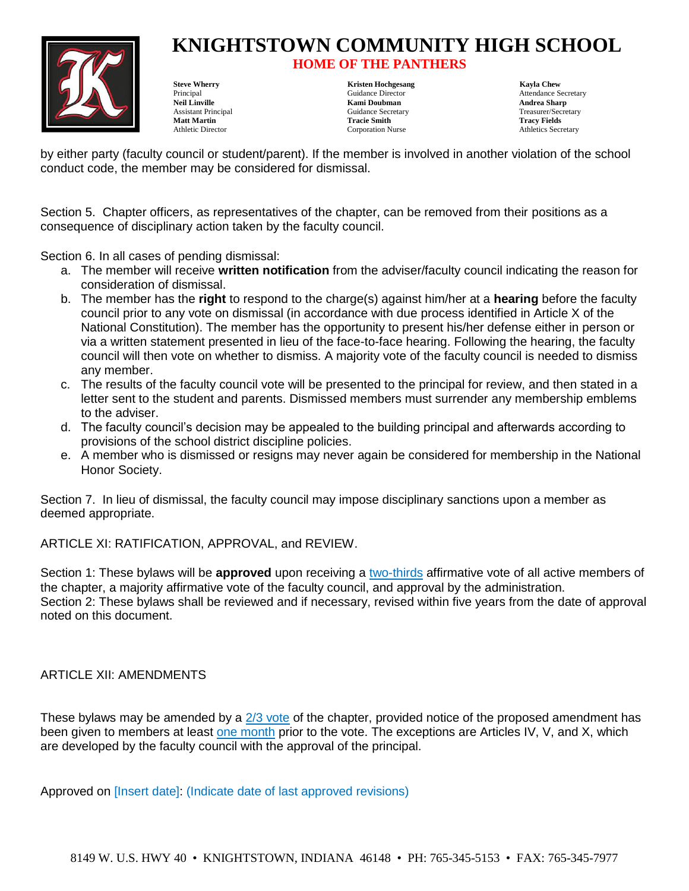by either party (faculty council or student/parent). If the member is involved in another violation of the school conduct code, the member may be considered for dismissal.

Section 5. Chapter officers, as representatives of the chapter, can be removed from their positions as a consequence of disciplinary action taken by the faculty council.

Section 6. In all cases of pending dismissal:

a. The member will receive **written notification** from the adviser/faculty council indicating the reason for consideration of dismissal.
b. The member has the **right** to respond to the charge(s) against him/her at a **hearing** before the faculty council prior to any vote on dismissal (in accordance with due process identified in Article X of the National Constitution). The member has the opportunity to present his/her defense either in person or via a written statement presented in lieu of the face-to-face hearing. Following the hearing, the faculty council will then vote on whether to dismiss. A majority vote of the faculty council is needed to dismiss any member.
c. The results of the faculty council vote will be presented to the principal for review, and then stated in a letter sent to the student and parents. Dismissed members must surrender any membership emblems to the adviser.
d. The faculty council's decision may be appealed to the building principal and afterwards according to provisions of the school district discipline policies.
e. A member who is dismissed or resigns may never again be considered for membership in the National Honor Society.

Section 7. In lieu of dismissal, the faculty council may impose disciplinary sanctions upon a member as deemed appropriate.

## ARTICLE XI: RATIFICATION, APPROVAL, and REVIEW.

Section 1: These bylaws will be **approved** upon receiving a two-thirds affirmative vote of all active members of the chapter, a majority affirmative vote of the faculty council, and approval by the administration.
Section 2: These bylaws shall be reviewed and if necessary, revised within five years from the date of approval noted on this document.

## ARTICLE XII: AMENDMENTS

These bylaws may be amended by a 2/3 vote of the chapter, provided notice of the proposed amendment has been given to members at least one month prior to the vote. The exceptions are Articles IV, V, and X, which are developed by the faculty council with the approval of the principal.

Approved on [Insert date]: (Indicate date of last approved revisions)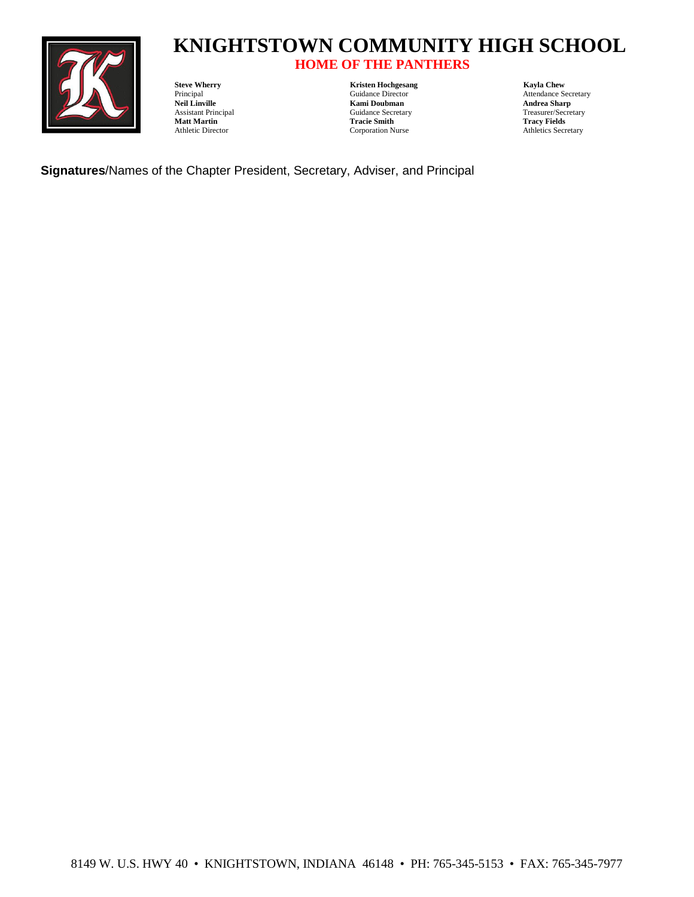# KNIGHTSTOWN COMMUNITY HIGH SCHOOL

## HOME OF THE PANTHERS

**Steve Wherry**
Principal
**Neil Linville**
Assistant Principal
**Matt Martin**
Athletic Director

**Kristen Hochgesang**
Guidance Director
**Kami Doubman**
Guidance Secretary
**Tracie Smith**
Corporation Nurse

**Kayla Chew**
Attendance Secretary
**Andrea Sharp**
Treasurer/Secretary
**Tracy Fields**
Athletics Secretary

**Signatures**/Names of the Chapter President, Secretary, Adviser, and Principal

8149 W. U.S. HWY 40 • KNIGHTSTOWN, INDIANA 46148 • PH: 765-345-5153 • FAX: 765-345-7977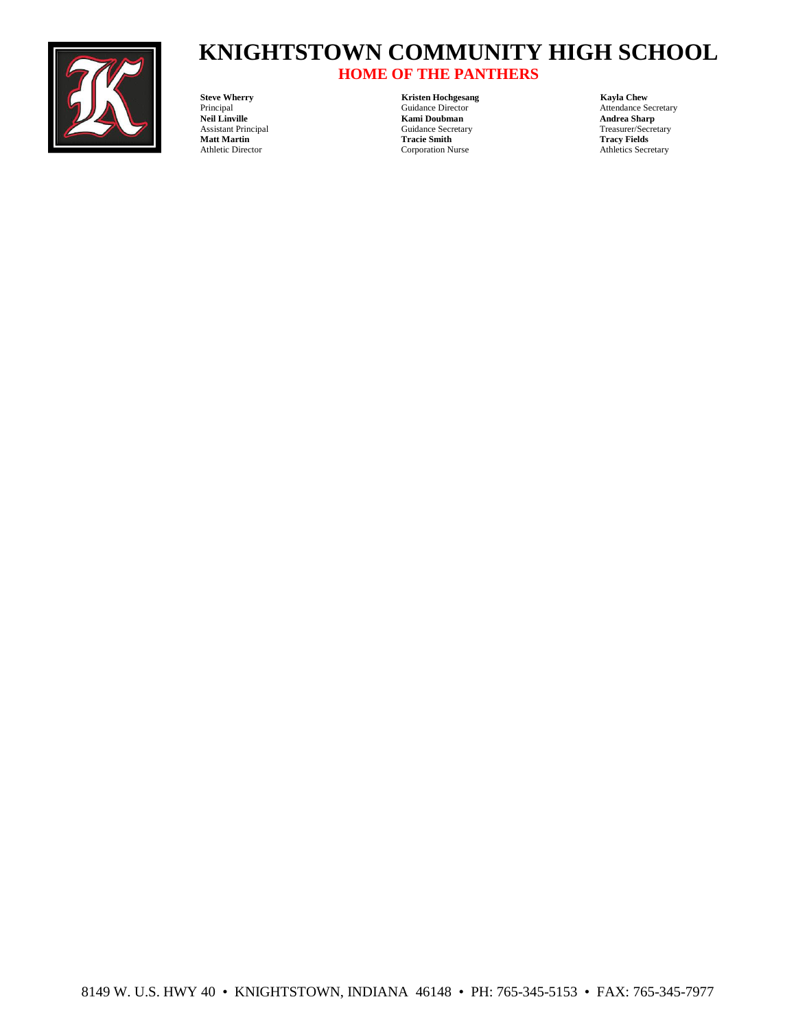# KNIGHTSTOWN COMMUNITY HIGH SCHOOL

## HOME OF THE PANTHERS

**Steve Wherry**
Principal
**Neil Linville**
Assistant Principal
**Matt Martin**
Athletic Director

**Kristen Hochgesang**
Guidance Director
**Kami Doubman**
Guidance Secretary
**Tracie Smith**
Corporation Nurse

**Kayla Chew**
Attendance Secretary
**Andrea Sharp**
Treasurer/Secretary
**Tracy Fields**
Athletics Secretary

8149 W. U.S. HWY 40 • KNIGHTSTOWN, INDIANA 46148 • PH: 765-345-5153 • FAX: 765-345-7977